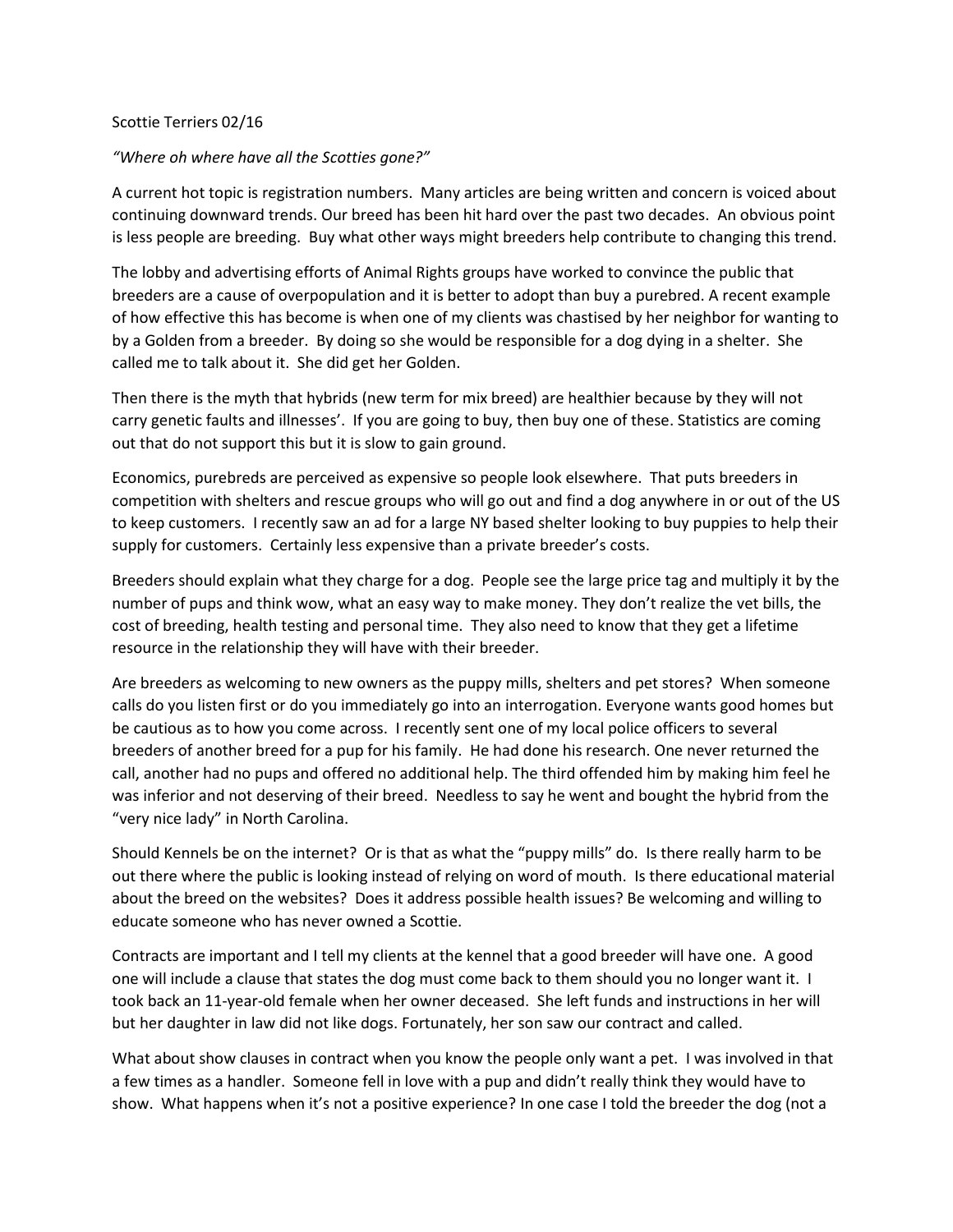Scottie Terriers 02/16

*"Where oh where have all the Scotties gone?"*

A current hot topic is registration numbers. Many articles are being written and concern is voiced about continuing downward trends. Our breed has been hit hard over the past two decades. An obvious point is less people are breeding. Buy what other ways might breeders help contribute to changing this trend.

The lobby and advertising efforts of Animal Rights groups have worked to convince the public that breeders are a cause of overpopulation and it is better to adopt than buy a purebred. A recent example of how effective this has become is when one of my clients was chastised by her neighbor for wanting to by a Golden from a breeder. By doing so she would be responsible for a dog dying in a shelter. She called me to talk about it. She did get her Golden.

Then there is the myth that hybrids (new term for mix breed) are healthier because by they will not carry genetic faults and illnesses'. If you are going to buy, then buy one of these. Statistics are coming out that do not support this but it is slow to gain ground.

Economics, purebreds are perceived as expensive so people look elsewhere. That puts breeders in competition with shelters and rescue groups who will go out and find a dog anywhere in or out of the US to keep customers. I recently saw an ad for a large NY based shelter looking to buy puppies to help their supply for customers. Certainly less expensive than a private breeder's costs.

Breeders should explain what they charge for a dog. People see the large price tag and multiply it by the number of pups and think wow, what an easy way to make money. They don't realize the vet bills, the cost of breeding, health testing and personal time. They also need to know that they get a lifetime resource in the relationship they will have with their breeder.

Are breeders as welcoming to new owners as the puppy mills, shelters and pet stores? When someone calls do you listen first or do you immediately go into an interrogation. Everyone wants good homes but be cautious as to how you come across. I recently sent one of my local police officers to several breeders of another breed for a pup for his family. He had done his research. One never returned the call, another had no pups and offered no additional help. The third offended him by making him feel he was inferior and not deserving of their breed. Needless to say he went and bought the hybrid from the "very nice lady" in North Carolina.

Should Kennels be on the internet? Or is that as what the "puppy mills" do. Is there really harm to be out there where the public is looking instead of relying on word of mouth. Is there educational material about the breed on the websites? Does it address possible health issues? Be welcoming and willing to educate someone who has never owned a Scottie.

Contracts are important and I tell my clients at the kennel that a good breeder will have one. A good one will include a clause that states the dog must come back to them should you no longer want it. I took back an 11-year-old female when her owner deceased. She left funds and instructions in her will but her daughter in law did not like dogs. Fortunately, her son saw our contract and called.

What about show clauses in contract when you know the people only want a pet. I was involved in that a few times as a handler. Someone fell in love with a pup and didn't really think they would have to show. What happens when it's not a positive experience? In one case I told the breeder the dog (not a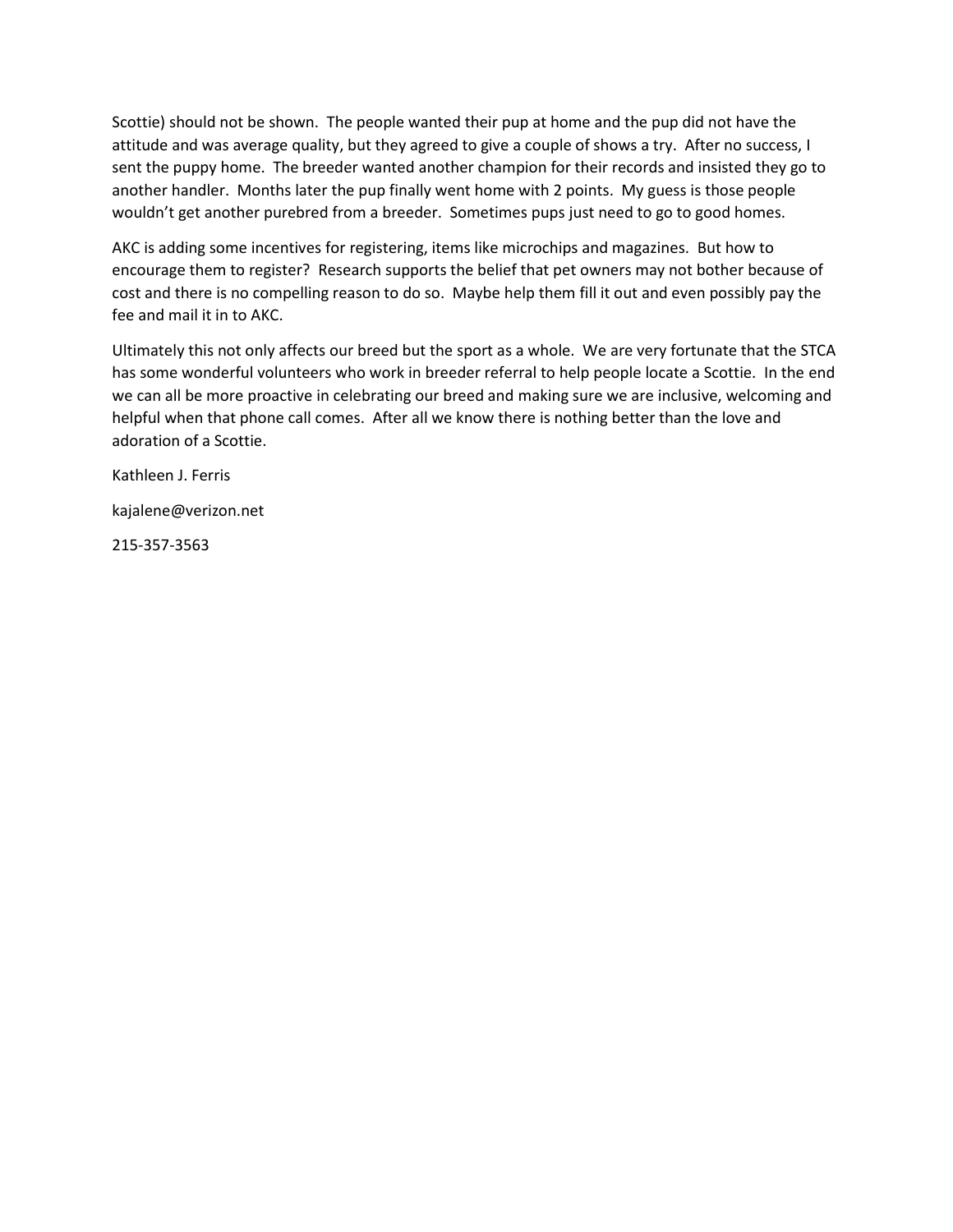Scottie) should not be shown. The people wanted their pup at home and the pup did not have the attitude and was average quality, but they agreed to give a couple of shows a try. After no success, I sent the puppy home. The breeder wanted another champion for their records and insisted they go to another handler. Months later the pup finally went home with 2 points. My guess is those people wouldn't get another purebred from a breeder. Sometimes pups just need to go to good homes.

AKC is adding some incentives for registering, items like microchips and magazines. But how to encourage them to register? Research supports the belief that pet owners may not bother because of cost and there is no compelling reason to do so. Maybe help them fill it out and even possibly pay the fee and mail it in to AKC.

Ultimately this not only affects our breed but the sport as a whole. We are very fortunate that the STCA has some wonderful volunteers who work in breeder referral to help people locate a Scottie. In the end we can all be more proactive in celebrating our breed and making sure we are inclusive, welcoming and helpful when that phone call comes. After all we know there is nothing better than the love and adoration of a Scottie.

Kathleen J. Ferris

kajalene@verizon.net

215-357-3563